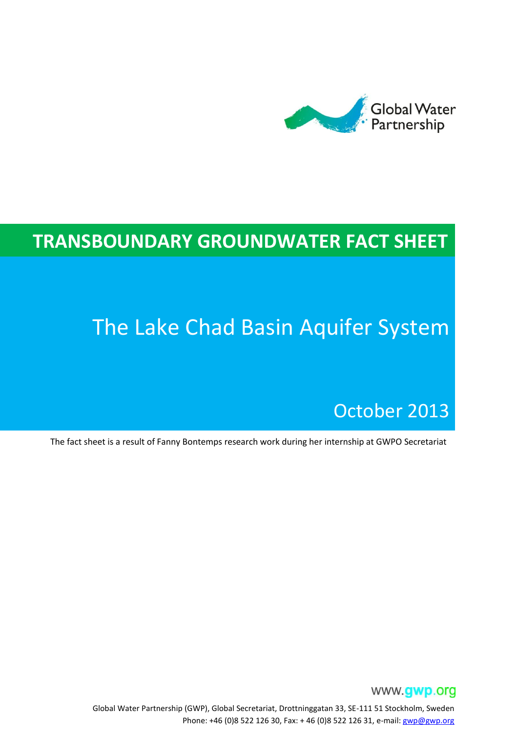Global Water Partnership

# TRANSBOUNDARY GROUNDWATER FACT SHEET

## The Lake Chad Basin Aquifer System

October 2013

The fact sheet is a result of Fanny Bontemps research work during her internship at GWPO Secretariat

www.gwp.org

Global Water Partnership (GWP), Global Secretariat, Drottninggatan 33, SE-111 51 Stockholm, Sweden
Phone: +46 (0)8 522 126 30, Fax: + 46 (0)8 522 126 31, e-mail: gwp@gwp.org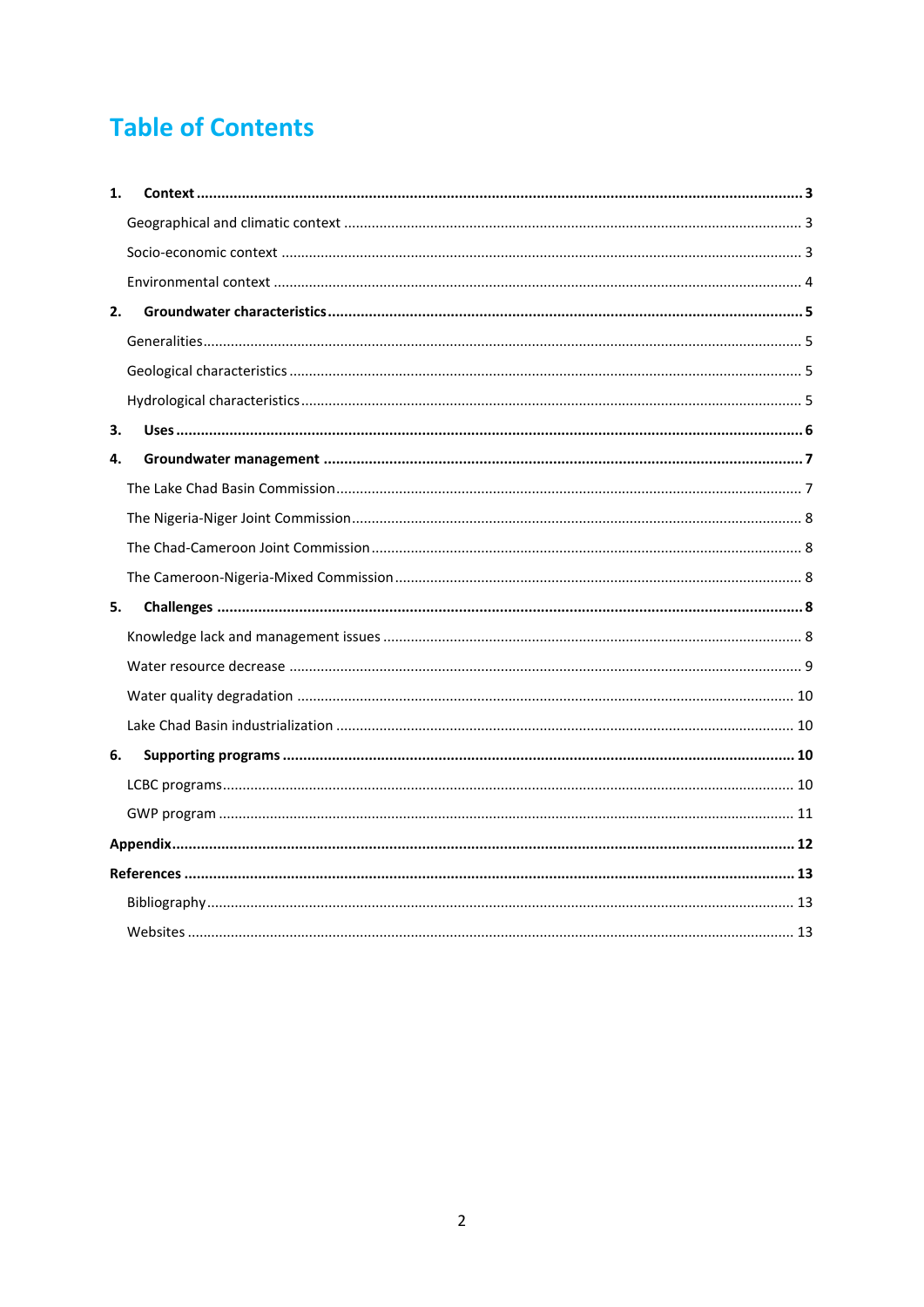# Table of Contents

**1. Context** .......... **3**

Geographical and climatic context .......... 3

Socio-economic context .......... 3

Environmental context .......... 4

**2. Groundwater characteristics** .......... **5**

Generalities .......... 5

Geological characteristics .......... 5

Hydrological characteristics .......... 5

**3. Uses** .......... **6**

**4. Groundwater management** .......... **7**

The Lake Chad Basin Commission .......... 7

The Nigeria-Niger Joint Commission .......... 8

The Chad-Cameroon Joint Commission .......... 8

The Cameroon-Nigeria-Mixed Commission .......... 8

**5. Challenges** .......... **8**

Knowledge lack and management issues .......... 8

Water resource decrease .......... 9

Water quality degradation .......... 10

Lake Chad Basin industrialization .......... 10

**6. Supporting programs** .......... **10**

LCBC programs .......... 10

GWP program .......... 11

**Appendix** .......... **12**

**References** .......... **13**

Bibliography .......... 13

Websites .......... 13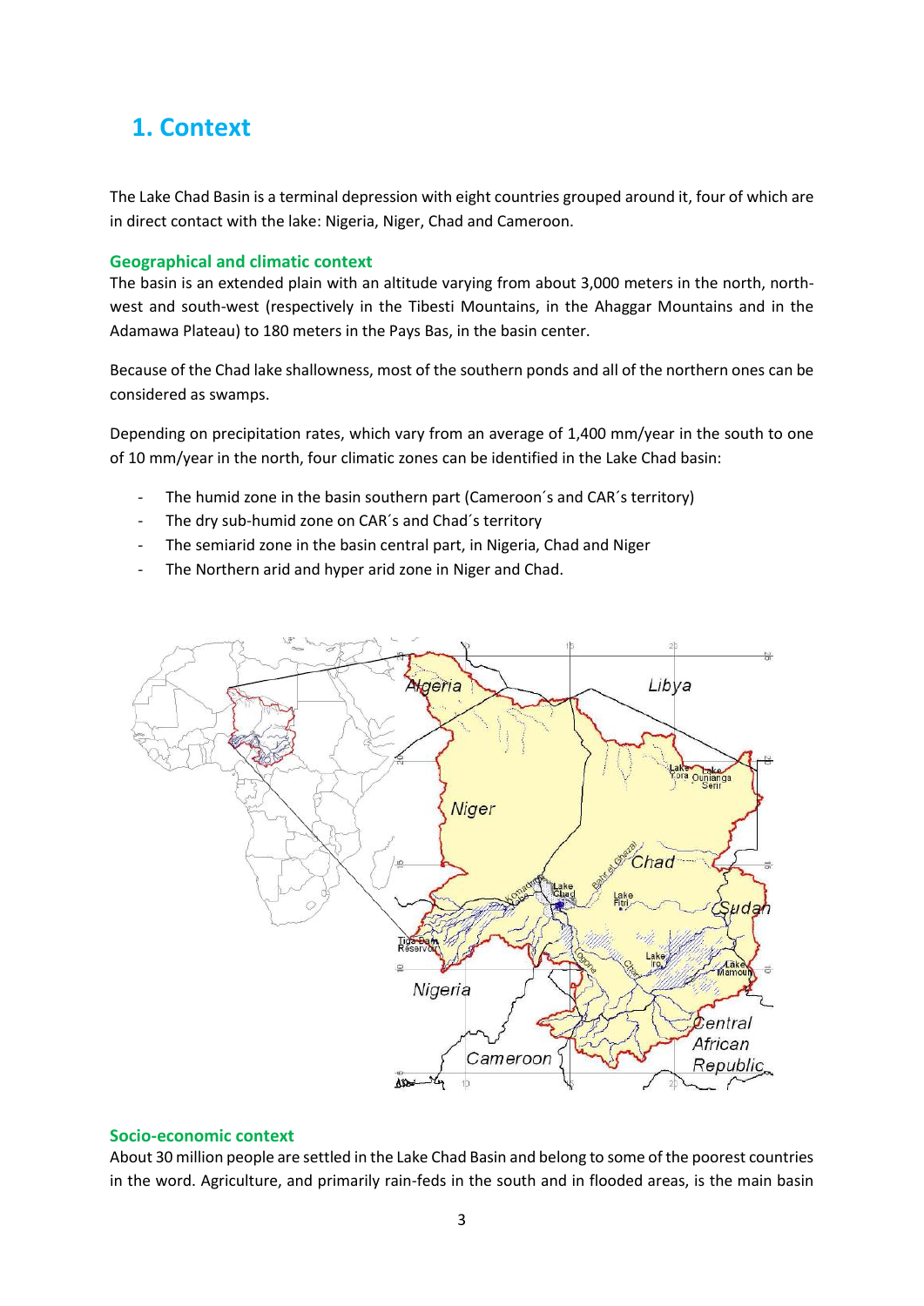# 1. Context

The Lake Chad Basin is a terminal depression with eight countries grouped around it, four of which are in direct contact with the lake: Nigeria, Niger, Chad and Cameroon.

### Geographical and climatic context

The basin is an extended plain with an altitude varying from about 3,000 meters in the north, north-west and south-west (respectively in the Tibesti Mountains, in the Ahaggar Mountains and in the Adamawa Plateau) to 180 meters in the Pays Bas, in the basin center.

Because of the Chad lake shallowness, most of the southern ponds and all of the northern ones can be considered as swamps.

Depending on precipitation rates, which vary from an average of 1,400 mm/year in the south to one of 10 mm/year in the north, four climatic zones can be identified in the Lake Chad basin:

- The humid zone in the basin southern part (Cameroon´s and CAR´s territory)
- The dry sub-humid zone on CAR´s and Chad´s territory
- The semiarid zone in the basin central part, in Nigeria, Chad and Niger
- The Northern arid and hyper arid zone in Niger and Chad.

### Socio-economic context

About 30 million people are settled in the Lake Chad Basin and belong to some of the poorest countries in the word. Agriculture, and primarily rain-feds in the south and in flooded areas, is the main basin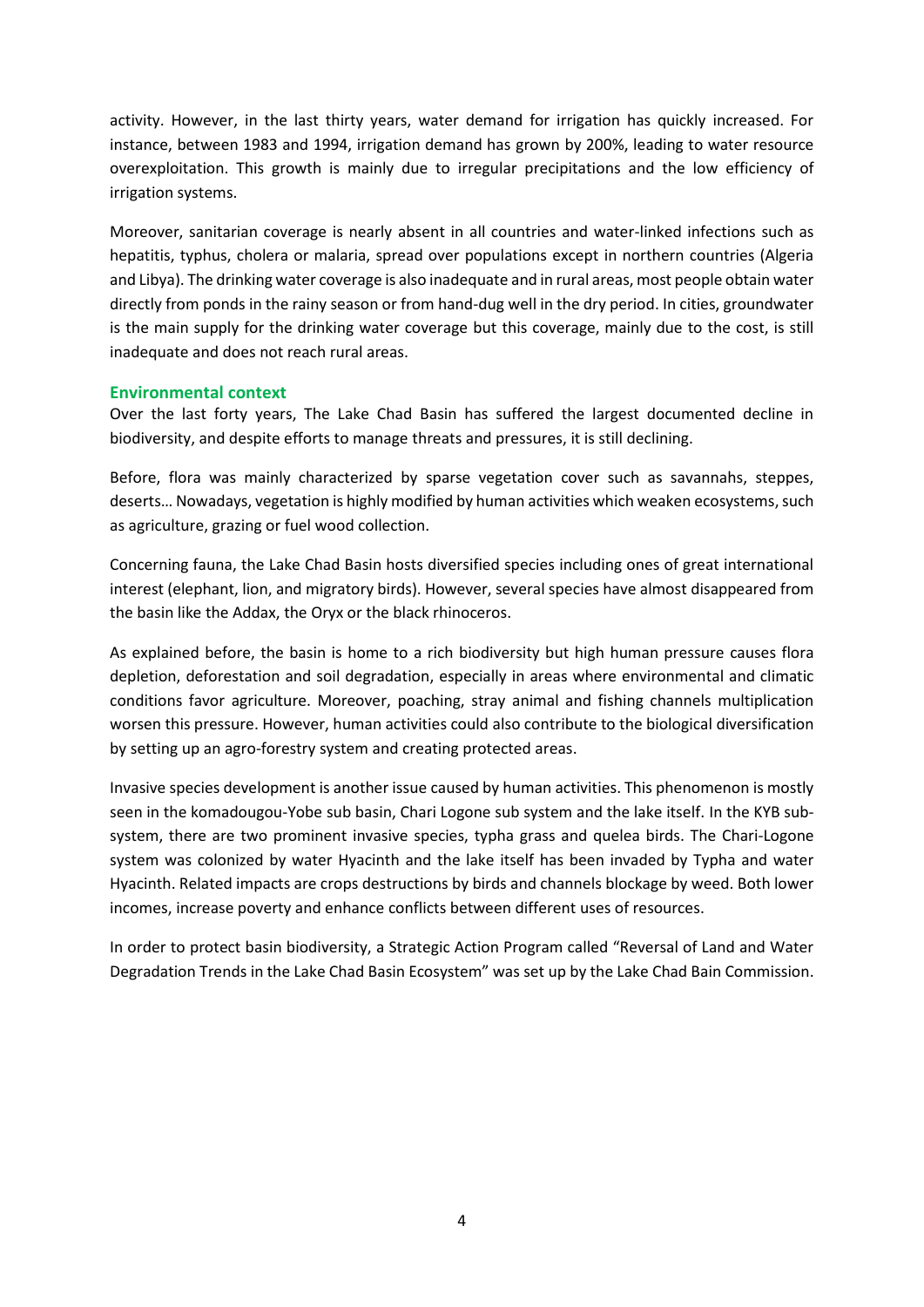activity. However, in the last thirty years, water demand for irrigation has quickly increased. For instance, between 1983 and 1994, irrigation demand has grown by 200%, leading to water resource overexploitation. This growth is mainly due to irregular precipitations and the low efficiency of irrigation systems.

Moreover, sanitarian coverage is nearly absent in all countries and water-linked infections such as hepatitis, typhus, cholera or malaria, spread over populations except in northern countries (Algeria and Libya). The drinking water coverage is also inadequate and in rural areas, most people obtain water directly from ponds in the rainy season or from hand-dug well in the dry period. In cities, groundwater is the main supply for the drinking water coverage but this coverage, mainly due to the cost, is still inadequate and does not reach rural areas.

## Environmental context

Over the last forty years, The Lake Chad Basin has suffered the largest documented decline in biodiversity, and despite efforts to manage threats and pressures, it is still declining.

Before, flora was mainly characterized by sparse vegetation cover such as savannahs, steppes, deserts… Nowadays, vegetation is highly modified by human activities which weaken ecosystems, such as agriculture, grazing or fuel wood collection.

Concerning fauna, the Lake Chad Basin hosts diversified species including ones of great international interest (elephant, lion, and migratory birds). However, several species have almost disappeared from the basin like the Addax, the Oryx or the black rhinoceros.

As explained before, the basin is home to a rich biodiversity but high human pressure causes flora depletion, deforestation and soil degradation, especially in areas where environmental and climatic conditions favor agriculture. Moreover, poaching, stray animal and fishing channels multiplication worsen this pressure. However, human activities could also contribute to the biological diversification by setting up an agro-forestry system and creating protected areas.

Invasive species development is another issue caused by human activities. This phenomenon is mostly seen in the komadougou-Yobe sub basin, Chari Logone sub system and the lake itself. In the KYB sub-system, there are two prominent invasive species, typha grass and quelea birds. The Chari-Logone system was colonized by water Hyacinth and the lake itself has been invaded by Typha and water Hyacinth. Related impacts are crops destructions by birds and channels blockage by weed. Both lower incomes, increase poverty and enhance conflicts between different uses of resources.

In order to protect basin biodiversity, a Strategic Action Program called "Reversal of Land and Water Degradation Trends in the Lake Chad Basin Ecosystem" was set up by the Lake Chad Bain Commission.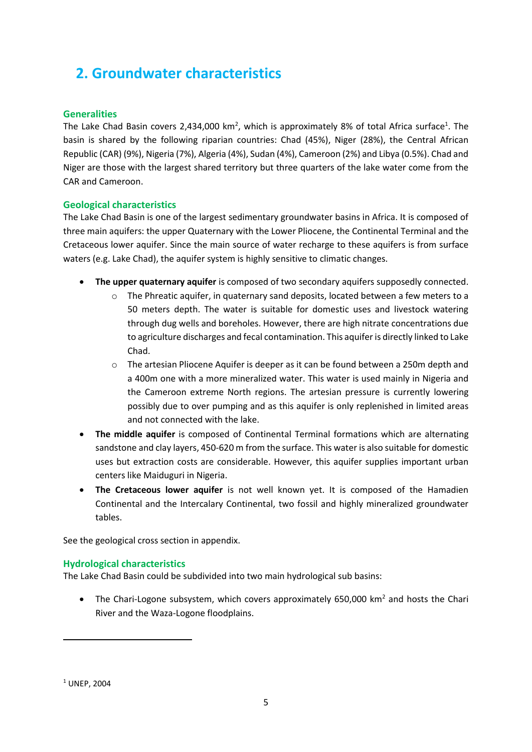## 2. Groundwater characteristics

### Generalities

The Lake Chad Basin covers 2,434,000 km$^2$, which is approximately 8% of total Africa surface[1]. The basin is shared by the following riparian countries: Chad (45%), Niger (28%), the Central African Republic (CAR) (9%), Nigeria (7%), Algeria (4%), Sudan (4%), Cameroon (2%) and Libya (0.5%). Chad and Niger are those with the largest shared territory but three quarters of the lake water come from the CAR and Cameroon.

### Geological characteristics

The Lake Chad Basin is one of the largest sedimentary groundwater basins in Africa. It is composed of three main aquifers: the upper Quaternary with the Lower Pliocene, the Continental Terminal and the Cretaceous lower aquifer. Since the main source of water recharge to these aquifers is from surface waters (e.g. Lake Chad), the aquifer system is highly sensitive to climatic changes.

- **The upper quaternary aquifer** is composed of two secondary aquifers supposedly connected.
  - The Phreatic aquifer, in quaternary sand deposits, located between a few meters to a 50 meters depth. The water is suitable for domestic uses and livestock watering through dug wells and boreholes. However, there are high nitrate concentrations due to agriculture discharges and fecal contamination. This aquifer is directly linked to Lake Chad.
  - The artesian Pliocene Aquifer is deeper as it can be found between a 250m depth and a 400m one with a more mineralized water. This water is used mainly in Nigeria and the Cameroon extreme North regions. The artesian pressure is currently lowering possibly due to over pumping and as this aquifer is only replenished in limited areas and not connected with the lake.
- **The middle aquifer** is composed of Continental Terminal formations which are alternating sandstone and clay layers, 450-620 m from the surface. This water is also suitable for domestic uses but extraction costs are considerable. However, this aquifer supplies important urban centers like Maiduguri in Nigeria.
- **The Cretaceous lower aquifer** is not well known yet. It is composed of the Hamadien Continental and the Intercalary Continental, two fossil and highly mineralized groundwater tables.

See the geological cross section in appendix.

### Hydrological characteristics

The Lake Chad Basin could be subdivided into two main hydrological sub basins:

- The Chari-Logone subsystem, which covers approximately 650,000 km$^2$ and hosts the Chari River and the Waza-Logone floodplains.

[1] UNEP, 2004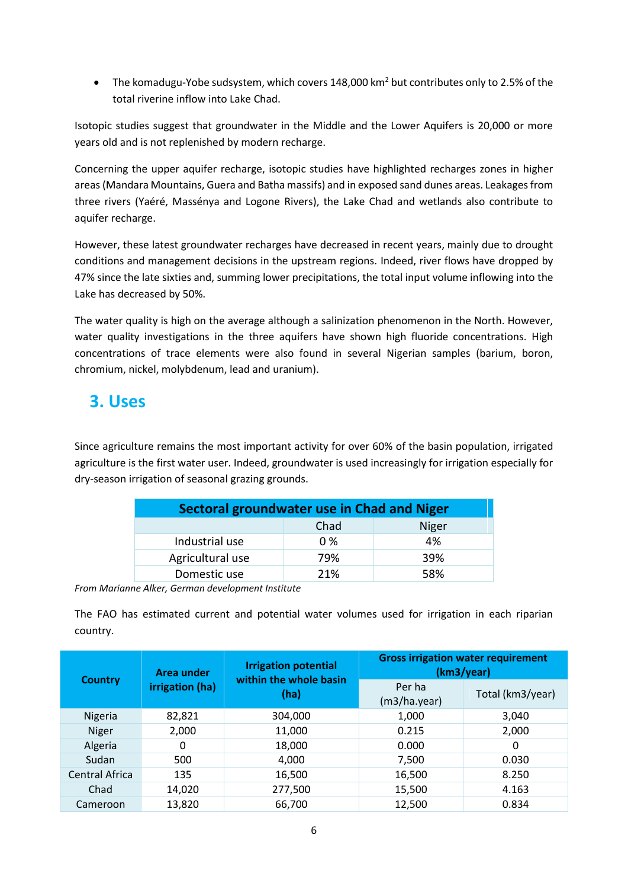- The komadugu-Yobe sudsystem, which covers 148,000 km$^2$ but contributes only to 2.5% of the total riverine inflow into Lake Chad.

Isotopic studies suggest that groundwater in the Middle and the Lower Aquifers is 20,000 or more years old and is not replenished by modern recharge.

Concerning the upper aquifer recharge, isotopic studies have highlighted recharges zones in higher areas (Mandara Mountains, Guera and Batha massifs) and in exposed sand dunes areas. Leakages from three rivers (Yaéré, Massénya and Logone Rivers), the Lake Chad and wetlands also contribute to aquifer recharge.

However, these latest groundwater recharges have decreased in recent years, mainly due to drought conditions and management decisions in the upstream regions. Indeed, river flows have dropped by 47% since the late sixties and, summing lower precipitations, the total input volume inflowing into the Lake has decreased by 50%.

The water quality is high on the average although a salinization phenomenon in the North. However, water quality investigations in the three aquifers have shown high fluoride concentrations. High concentrations of trace elements were also found in several Nigerian samples (barium, boron, chromium, nickel, molybdenum, lead and uranium).

## 3. Uses

Since agriculture remains the most important activity for over 60% of the basin population, irrigated agriculture is the first water user. Indeed, groundwater is used increasingly for irrigation especially for dry-season irrigation of seasonal grazing grounds.

**Sectoral groundwater use in Chad and Niger**

| | Chad | Niger |
|---|---|---|
| Industrial use | 0 % | 4% |
| Agricultural use | 79% | 39% |
| Domestic use | 21% | 58% |

*From Marianne Alker, German development Institute*

The FAO has estimated current and potential water volumes used for irrigation in each riparian country.

| Country | Area under irrigation (ha) | Irrigation potential within the whole basin (ha) | Gross irrigation water requirement (km3/year) | |
|---|---|---|---|---|
| | | | Per ha (m3/ha.year) | Total (km3/year) |
| Nigeria | 82,821 | 304,000 | 1,000 | 3,040 |
| Niger | 2,000 | 11,000 | 0.215 | 2,000 |
| Algeria | 0 | 18,000 | 0.000 | 0 |
| Sudan | 500 | 4,000 | 7,500 | 0.030 |
| Central Africa | 135 | 16,500 | 16,500 | 8.250 |
| Chad | 14,020 | 277,500 | 15,500 | 4.163 |
| Cameroon | 13,820 | 66,700 | 12,500 | 0.834 |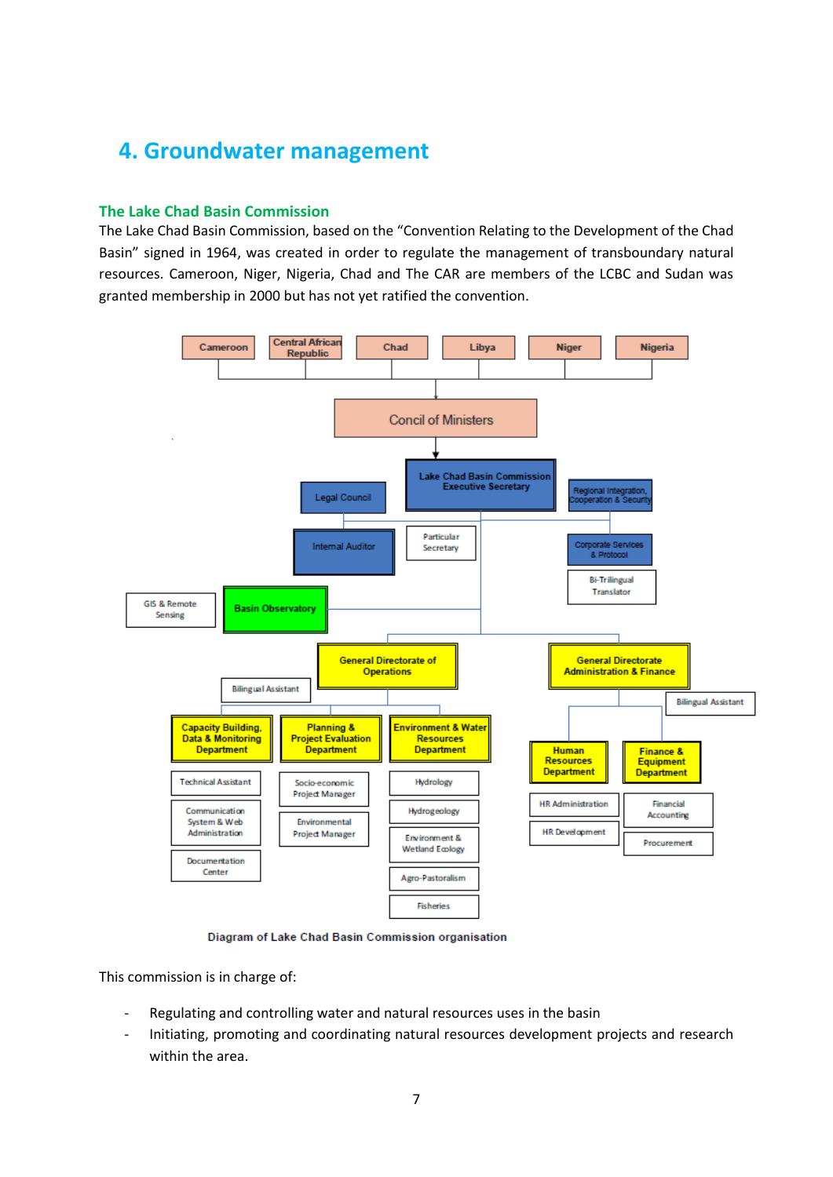# 4. Groundwater management

## The Lake Chad Basin Commission

The Lake Chad Basin Commission, based on the "Convention Relating to the Development of the Chad Basin" signed in 1964, was created in order to regulate the management of transboundary natural resources. Cameroon, Niger, Nigeria, Chad and The CAR are members of the LCBC and Sudan was granted membership in 2000 but has not yet ratified the convention.

Cameroon | Central African Republic | Chad | Libya | Niger | Nigeria

Concil of Ministers

Lake Chad Basin Commission Executive Secretary

Legal Council | Regional Integration, Cooperation & Security

Internal Auditor | Particular Secretary | Corporate Services & Protocol | Bi-Trilingual Translator

GIS & Remote Sensing | Basin Observatory

General Directorate of Operations | Bilingual Assistant

- Capacity Building, Data & Monitoring Department: Technical Assistant; Communication System & Web Administration; Documentation Center
- Planning & Project Evaluation Department: Socio-economic Project Manager; Environmental Project Manager
- Environment & Water Resources Department: Hydrology; Hydrogeology; Environment & Wetland Ecology; Agro-Pastoralism; Fisheries

General Directorate Administration & Finance | Bilingual Assistant

- Human Resources Department: HR Administration; HR Development
- Finance & Equipment Department: Financial Accounting; Procurement

Diagram of Lake Chad Basin Commission organisation

This commission is in charge of:

- Regulating and controlling water and natural resources uses in the basin
- Initiating, promoting and coordinating natural resources development projects and research within the area.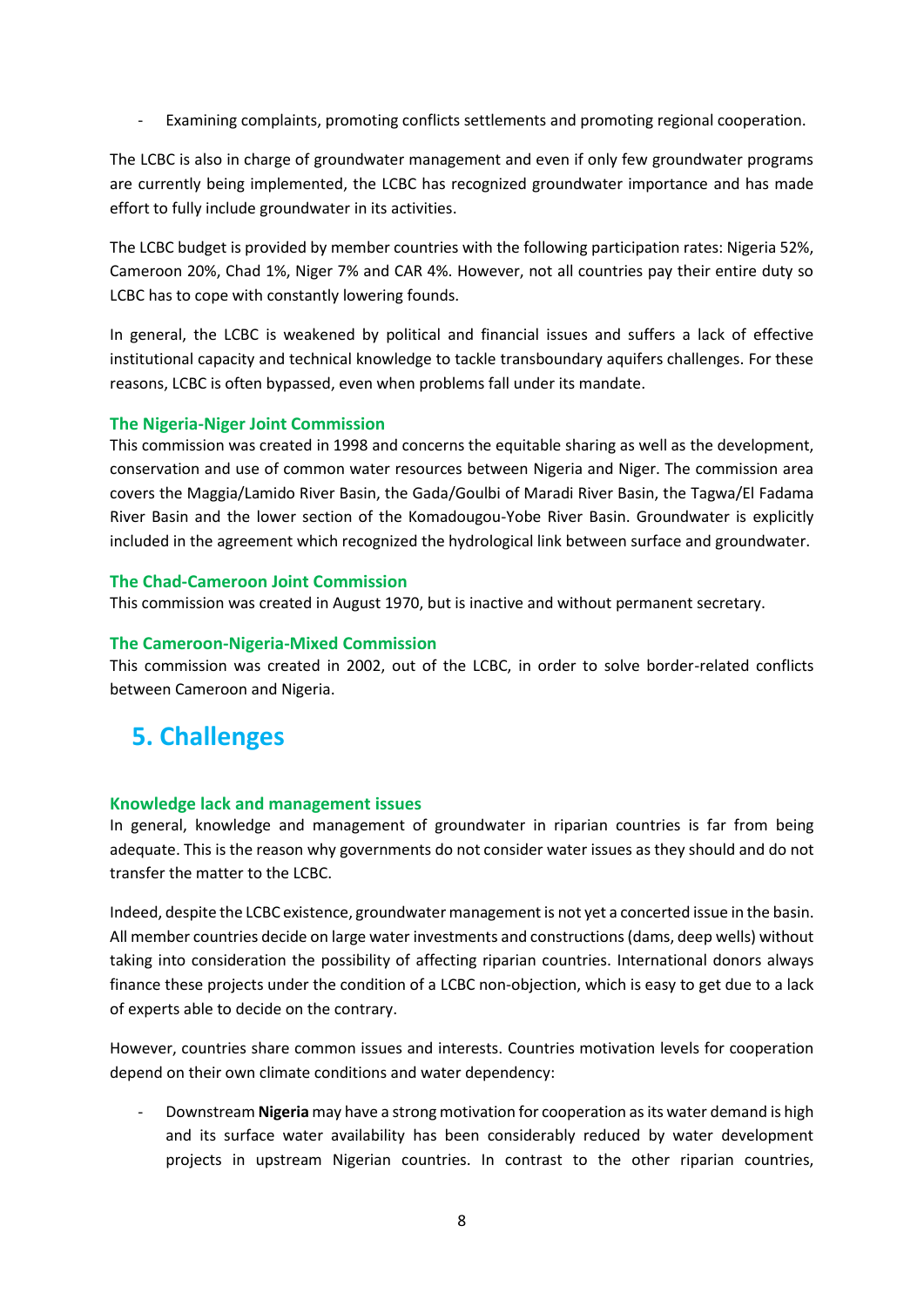- Examining complaints, promoting conflicts settlements and promoting regional cooperation.

The LCBC is also in charge of groundwater management and even if only few groundwater programs are currently being implemented, the LCBC has recognized groundwater importance and has made effort to fully include groundwater in its activities.

The LCBC budget is provided by member countries with the following participation rates: Nigeria 52%, Cameroon 20%, Chad 1%, Niger 7% and CAR 4%. However, not all countries pay their entire duty so LCBC has to cope with constantly lowering founds.

In general, the LCBC is weakened by political and financial issues and suffers a lack of effective institutional capacity and technical knowledge to tackle transboundary aquifers challenges. For these reasons, LCBC is often bypassed, even when problems fall under its mandate.

### The Nigeria-Niger Joint Commission

This commission was created in 1998 and concerns the equitable sharing as well as the development, conservation and use of common water resources between Nigeria and Niger. The commission area covers the Maggia/Lamido River Basin, the Gada/Goulbi of Maradi River Basin, the Tagwa/El Fadama River Basin and the lower section of the Komadougou-Yobe River Basin. Groundwater is explicitly included in the agreement which recognized the hydrological link between surface and groundwater.

### The Chad-Cameroon Joint Commission

This commission was created in August 1970, but is inactive and without permanent secretary.

### The Cameroon-Nigeria-Mixed Commission

This commission was created in 2002, out of the LCBC, in order to solve border-related conflicts between Cameroon and Nigeria.

## 5. Challenges

### Knowledge lack and management issues

In general, knowledge and management of groundwater in riparian countries is far from being adequate. This is the reason why governments do not consider water issues as they should and do not transfer the matter to the LCBC.

Indeed, despite the LCBC existence, groundwater management is not yet a concerted issue in the basin. All member countries decide on large water investments and constructions (dams, deep wells) without taking into consideration the possibility of affecting riparian countries. International donors always finance these projects under the condition of a LCBC non-objection, which is easy to get due to a lack of experts able to decide on the contrary.

However, countries share common issues and interests. Countries motivation levels for cooperation depend on their own climate conditions and water dependency:

- Downstream **Nigeria** may have a strong motivation for cooperation as its water demand is high and its surface water availability has been considerably reduced by water development projects in upstream Nigerian countries. In contrast to the other riparian countries,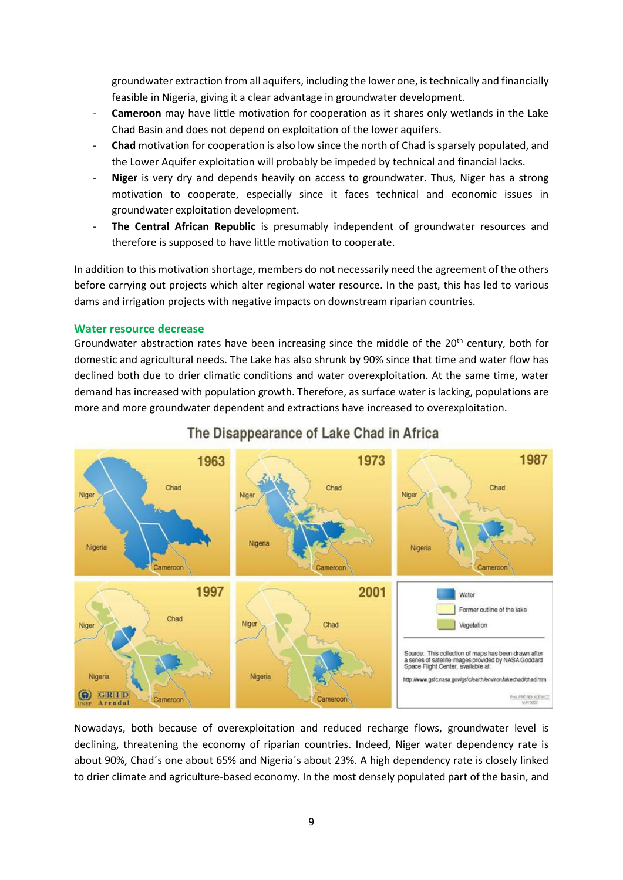groundwater extraction from all aquifers, including the lower one, is technically and financially feasible in Nigeria, giving it a clear advantage in groundwater development.

- **Cameroon** may have little motivation for cooperation as it shares only wetlands in the Lake Chad Basin and does not depend on exploitation of the lower aquifers.
- **Chad** motivation for cooperation is also low since the north of Chad is sparsely populated, and the Lower Aquifer exploitation will probably be impeded by technical and financial lacks.
- **Niger** is very dry and depends heavily on access to groundwater. Thus, Niger has a strong motivation to cooperate, especially since it faces technical and economic issues in groundwater exploitation development.
- **The Central African Republic** is presumably independent of groundwater resources and therefore is supposed to have little motivation to cooperate.

In addition to this motivation shortage, members do not necessarily need the agreement of the others before carrying out projects which alter regional water resource. In the past, this has led to various dams and irrigation projects with negative impacts on downstream riparian countries.

### Water resource decrease

Groundwater abstraction rates have been increasing since the middle of the 20th century, both for domestic and agricultural needs. The Lake has also shrunk by 90% since that time and water flow has declined both due to drier climatic conditions and water overexploitation. At the same time, water demand has increased with population growth. Therefore, as surface water is lacking, populations are more and more groundwater dependent and extractions have increased to overexploitation.

The Disappearance of Lake Chad in Africa

Nowadays, both because of overexploitation and reduced recharge flows, groundwater level is declining, threatening the economy of riparian countries. Indeed, Niger water dependency rate is about 90%, Chad´s one about 65% and Nigeria´s about 23%. A high dependency rate is closely linked to drier climate and agriculture-based economy. In the most densely populated part of the basin, and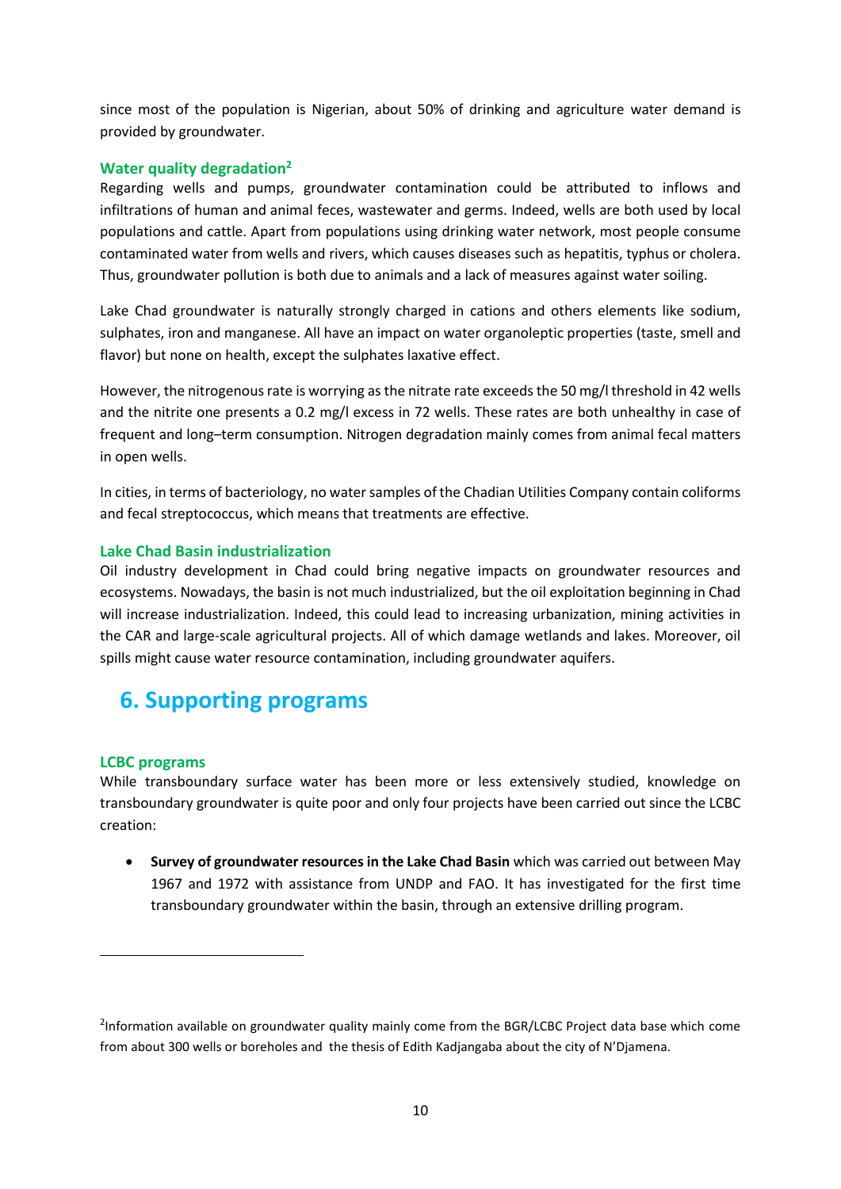since most of the population is Nigerian, about 50% of drinking and agriculture water demand is provided by groundwater.

### Water quality degradation[2]

Regarding wells and pumps, groundwater contamination could be attributed to inflows and infiltrations of human and animal feces, wastewater and germs. Indeed, wells are both used by local populations and cattle. Apart from populations using drinking water network, most people consume contaminated water from wells and rivers, which causes diseases such as hepatitis, typhus or cholera. Thus, groundwater pollution is both due to animals and a lack of measures against water soiling.

Lake Chad groundwater is naturally strongly charged in cations and others elements like sodium, sulphates, iron and manganese. All have an impact on water organoleptic properties (taste, smell and flavor) but none on health, except the sulphates laxative effect.

However, the nitrogenous rate is worrying as the nitrate rate exceeds the 50 mg/l threshold in 42 wells and the nitrite one presents a 0.2 mg/l excess in 72 wells. These rates are both unhealthy in case of frequent and long–term consumption. Nitrogen degradation mainly comes from animal fecal matters in open wells.

In cities, in terms of bacteriology, no water samples of the Chadian Utilities Company contain coliforms and fecal streptococcus, which means that treatments are effective.

### Lake Chad Basin industrialization

Oil industry development in Chad could bring negative impacts on groundwater resources and ecosystems. Nowadays, the basin is not much industrialized, but the oil exploitation beginning in Chad will increase industrialization. Indeed, this could lead to increasing urbanization, mining activities in the CAR and large-scale agricultural projects. All of which damage wetlands and lakes. Moreover, oil spills might cause water resource contamination, including groundwater aquifers.

## 6. Supporting programs

### LCBC programs

While transboundary surface water has been more or less extensively studied, knowledge on transboundary groundwater is quite poor and only four projects have been carried out since the LCBC creation:

- **Survey of groundwater resources in the Lake Chad Basin** which was carried out between May 1967 and 1972 with assistance from UNDP and FAO. It has investigated for the first time transboundary groundwater within the basin, through an extensive drilling program.

---

[2] Information available on groundwater quality mainly come from the BGR/LCBC Project data base which come from about 300 wells or boreholes and the thesis of Edith Kadjangaba about the city of N'Djamena.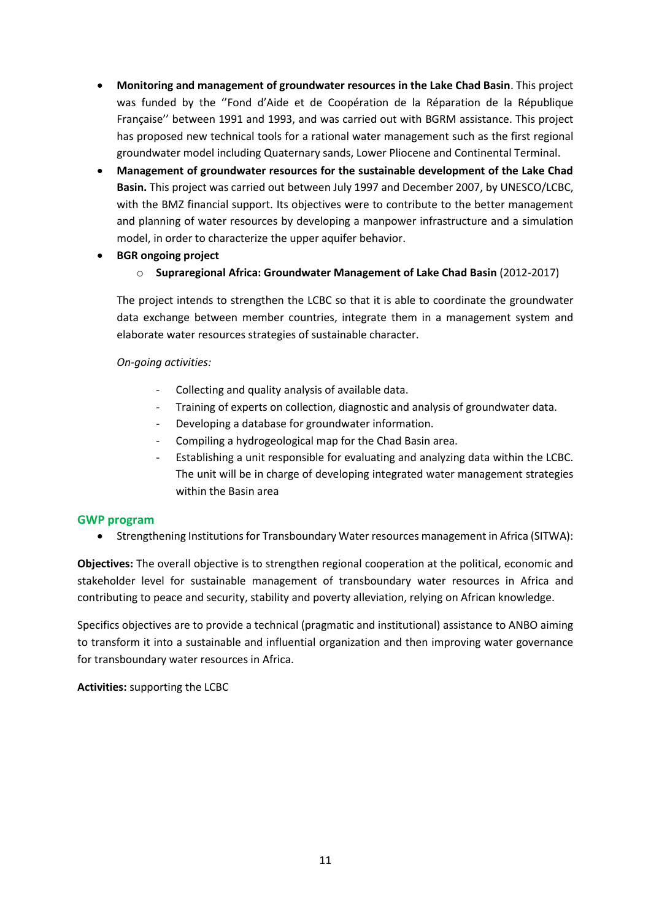- **Monitoring and management of groundwater resources in the Lake Chad Basin**. This project was funded by the ''Fond d'Aide et de Coopération de la Réparation de la République Française'' between 1991 and 1993, and was carried out with BGRM assistance. This project has proposed new technical tools for a rational water management such as the first regional groundwater model including Quaternary sands, Lower Pliocene and Continental Terminal.
- **Management of groundwater resources for the sustainable development of the Lake Chad Basin.** This project was carried out between July 1997 and December 2007, by UNESCO/LCBC, with the BMZ financial support. Its objectives were to contribute to the better management and planning of water resources by developing a manpower infrastructure and a simulation model, in order to characterize the upper aquifer behavior.
- **BGR ongoing project**
  - **Supraregional Africa: Groundwater Management of Lake Chad Basin** (2012-2017)

  The project intends to strengthen the LCBC so that it is able to coordinate the groundwater data exchange between member countries, integrate them in a management system and elaborate water resources strategies of sustainable character.

  *On-going activities:*

  - Collecting and quality analysis of available data.
  - Training of experts on collection, diagnostic and analysis of groundwater data.
  - Developing a database for groundwater information.
  - Compiling a hydrogeological map for the Chad Basin area.
  - Establishing a unit responsible for evaluating and analyzing data within the LCBC. The unit will be in charge of developing integrated water management strategies within the Basin area

### GWP program

- Strengthening Institutions for Transboundary Water resources management in Africa (SITWA):

**Objectives:** The overall objective is to strengthen regional cooperation at the political, economic and stakeholder level for sustainable management of transboundary water resources in Africa and contributing to peace and security, stability and poverty alleviation, relying on African knowledge.

Specifics objectives are to provide a technical (pragmatic and institutional) assistance to ANBO aiming to transform it into a sustainable and influential organization and then improving water governance for transboundary water resources in Africa.

**Activities:** supporting the LCBC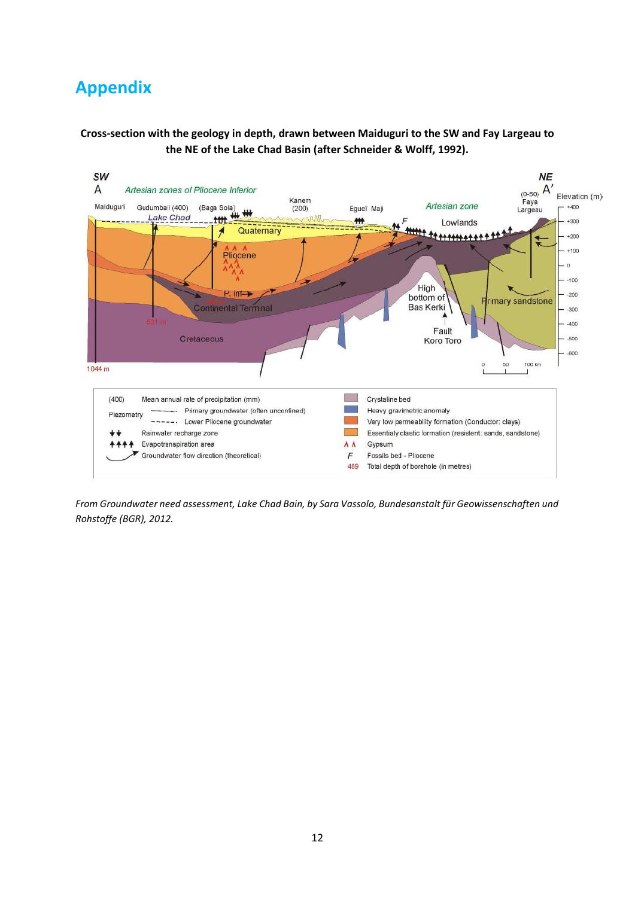# Appendix

**Cross-section with the geology in depth, drawn between Maiduguri to the SW and Fay Largeau to the NE of the Lake Chad Basin (after Schneider & Wolff, 1992).**

*From Groundwater need assessment, Lake Chad Bain, by Sara Vassolo, Bundesanstalt für Geowissenschaften und Rohstoffe (BGR), 2012.*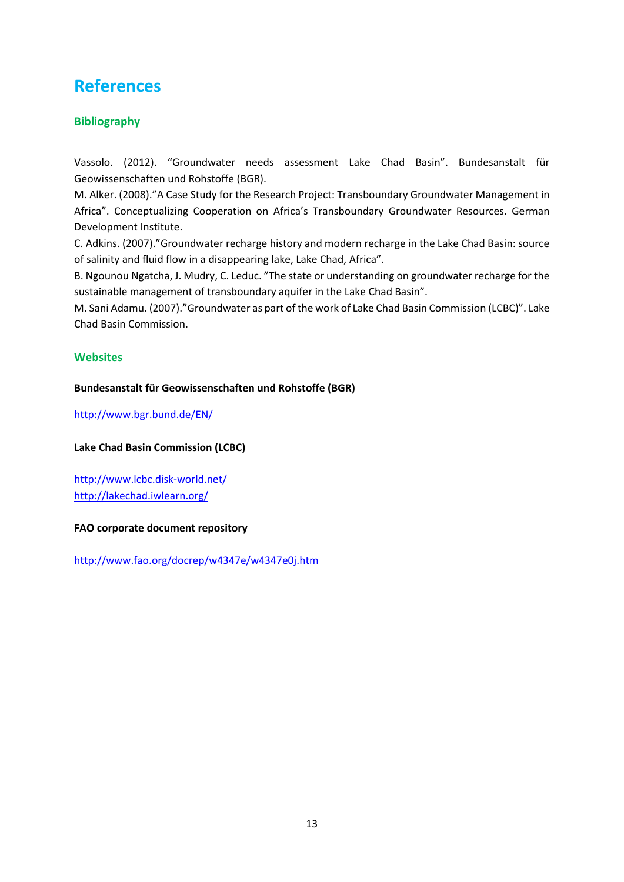# References

## Bibliography

Vassolo. (2012). “Groundwater needs assessment Lake Chad Basin”. Bundesanstalt für Geowissenschaften und Rohstoffe (BGR).

M. Alker. (2008).”A Case Study for the Research Project: Transboundary Groundwater Management in Africa”. Conceptualizing Cooperation on Africa’s Transboundary Groundwater Resources. German Development Institute.

C. Adkins. (2007).”Groundwater recharge history and modern recharge in the Lake Chad Basin: source of salinity and fluid flow in a disappearing lake, Lake Chad, Africa”.

B. Ngounou Ngatcha, J. Mudry, C. Leduc. ”The state or understanding on groundwater recharge for the sustainable management of transboundary aquifer in the Lake Chad Basin”.

M. Sani Adamu. (2007).”Groundwater as part of the work of Lake Chad Basin Commission (LCBC)”. Lake Chad Basin Commission.

## Websites

**Bundesanstalt für Geowissenschaften und Rohstoffe (BGR)**

http://www.bgr.bund.de/EN/

**Lake Chad Basin Commission (LCBC)**

http://www.lcbc.disk-world.net/
http://lakechad.iwlearn.org/

**FAO corporate document repository**

http://www.fao.org/docrep/w4347e/w4347e0j.htm